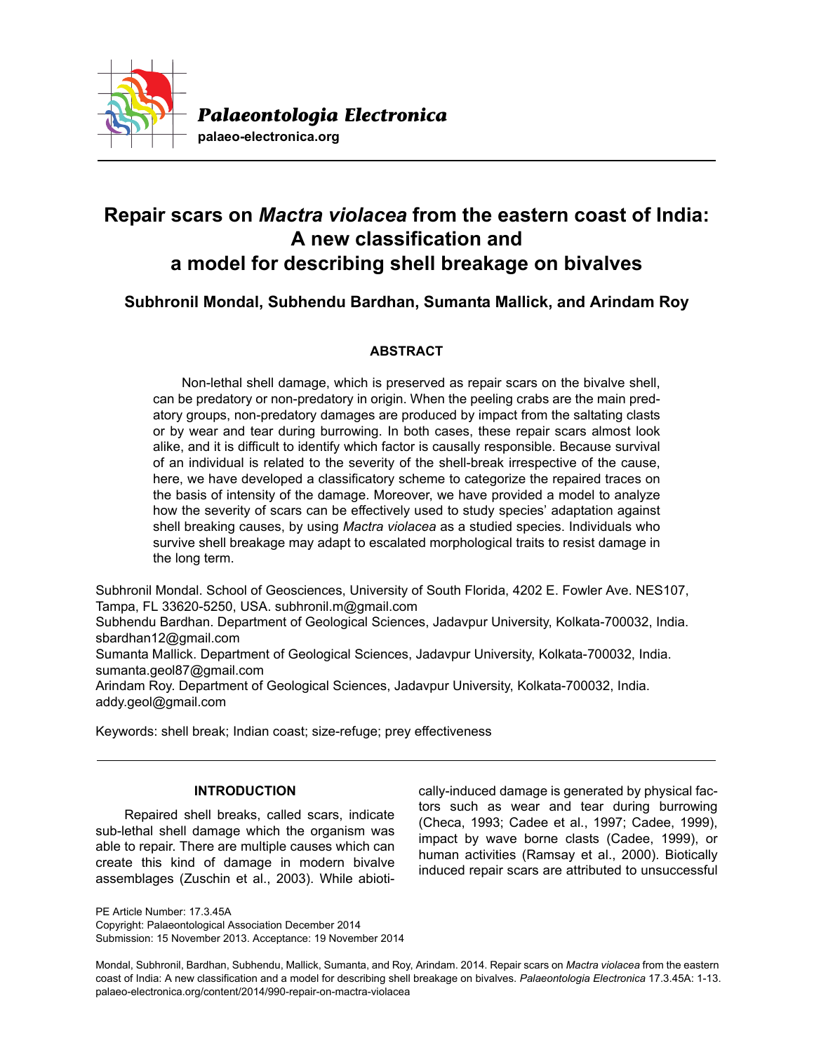# Repair scars on *Mactra violacea* from the eastern coast of India: A new classification and a model for describing shell breakage on bivalves

**Subhronil Mondal, Subhendu Bardhan, Sumanta Mallick, and Arindam Roy**

## ABSTRACT

Non-lethal shell damage, which is preserved as repair scars on the bivalve shell, can be predatory or non-predatory in origin. When the peeling crabs are the main predatory groups, non-predatory damages are produced by impact from the saltating clasts or by wear and tear during burrowing. In both cases, these repair scars almost look alike, and it is difficult to identify which factor is causally responsible. Because survival of an individual is related to the severity of the shell-break irrespective of the cause, here, we have developed a classificatory scheme to categorize the repaired traces on the basis of intensity of the damage. Moreover, we have provided a model to analyze how the severity of scars can be effectively used to study species' adaptation against shell breaking causes, by using *Mactra violacea* as a studied species. Individuals who survive shell breakage may adapt to escalated morphological traits to resist damage in the long term.

Subhronil Mondal. School of Geosciences, University of South Florida, 4202 E. Fowler Ave. NES107, Tampa, FL 33620-5250, USA. subhronil.m@gmail.com
Subhendu Bardhan. Department of Geological Sciences, Jadavpur University, Kolkata-700032, India. sbardhan12@gmail.com
Sumanta Mallick. Department of Geological Sciences, Jadavpur University, Kolkata-700032, India. sumanta.geol87@gmail.com
Arindam Roy. Department of Geological Sciences, Jadavpur University, Kolkata-700032, India. addy.geol@gmail.com

Keywords: shell break; Indian coast; size-refuge; prey effectiveness

## INTRODUCTION

Repaired shell breaks, called scars, indicate sub-lethal shell damage which the organism was able to repair. There are multiple causes which can create this kind of damage in modern bivalve assemblages (Zuschin et al., 2003). While abiotically-induced damage is generated by physical factors such as wear and tear during burrowing (Checa, 1993; Cadee et al., 1997; Cadee, 1999), impact by wave borne clasts (Cadee, 1999), or human activities (Ramsay et al., 2000). Biotically induced repair scars are attributed to unsuccessful

PE Article Number: 17.3.45A
Copyright: Palaeontological Association December 2014
Submission: 15 November 2013. Acceptance: 19 November 2014

Mondal, Subhronil, Bardhan, Subhendu, Mallick, Sumanta, and Roy, Arindam. 2014. Repair scars on *Mactra violacea* from the eastern coast of India: A new classification and a model for describing shell breakage on bivalves. *Palaeontologia Electronica* 17.3.45A: 1-13. palaeo-electronica.org/content/2014/990-repair-on-mactra-violacea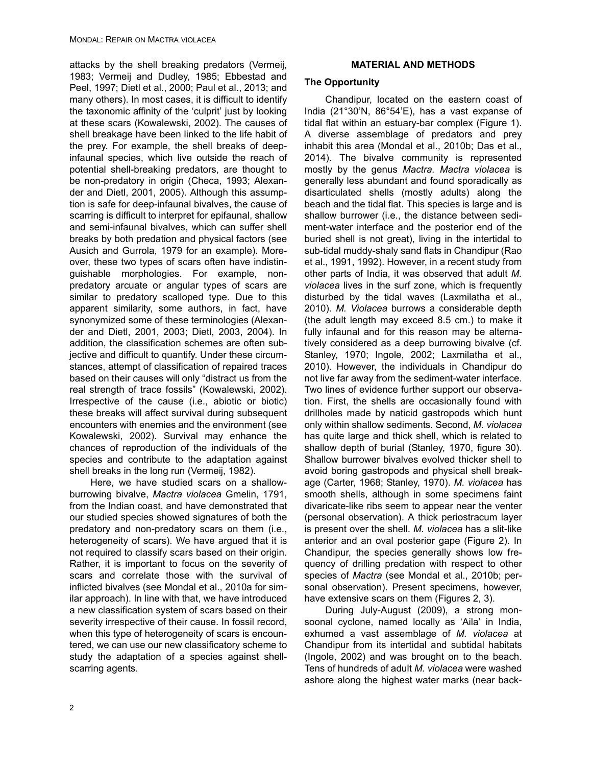attacks by the shell breaking predators (Vermeij, 1983; Vermeij and Dudley, 1985; Ebbestad and Peel, 1997; Dietl et al., 2000; Paul et al., 2013; and many others). In most cases, it is difficult to identify the taxonomic affinity of the 'culprit' just by looking at these scars (Kowalewski, 2002). The causes of shell breakage have been linked to the life habit of the prey. For example, the shell breaks of deep-infaunal species, which live outside the reach of potential shell-breaking predators, are thought to be non-predatory in origin (Checa, 1993; Alexander and Dietl, 2001, 2005). Although this assumption is safe for deep-infaunal bivalves, the cause of scarring is difficult to interpret for epifaunal, shallow and semi-infaunal bivalves, which can suffer shell breaks by both predation and physical factors (see Ausich and Gurrola, 1979 for an example). Moreover, these two types of scars often have indistinguishable morphologies. For example, non-predatory arcuate or angular types of scars are similar to predatory scalloped type. Due to this apparent similarity, some authors, in fact, have synonymized some of these terminologies (Alexander and Dietl, 2001, 2003; Dietl, 2003, 2004). In addition, the classification schemes are often subjective and difficult to quantify. Under these circumstances, attempt of classification of repaired traces based on their causes will only "distract us from the real strength of trace fossils" (Kowalewski, 2002). Irrespective of the cause (i.e., abiotic or biotic) these breaks will affect survival during subsequent encounters with enemies and the environment (see Kowalewski, 2002). Survival may enhance the chances of reproduction of the individuals of the species and contribute to the adaptation against shell breaks in the long run (Vermeij, 1982).

Here, we have studied scars on a shallow-burrowing bivalve, *Mactra violacea* Gmelin, 1791, from the Indian coast, and have demonstrated that our studied species showed signatures of both the predatory and non-predatory scars on them (i.e., heterogeneity of scars). We have argued that it is not required to classify scars based on their origin. Rather, it is important to focus on the severity of scars and correlate those with the survival of inflicted bivalves (see Mondal et al., 2010a for similar approach). In line with that, we have introduced a new classification system of scars based on their severity irrespective of their cause. In fossil record, when this type of heterogeneity of scars is encountered, we can use our new classificatory scheme to study the adaptation of a species against shell-scarring agents.

## MATERIAL AND METHODS

### The Opportunity

Chandipur, located on the eastern coast of India (21°30'N, 86°54'E), has a vast expanse of tidal flat within an estuary-bar complex (Figure 1). A diverse assemblage of predators and prey inhabit this area (Mondal et al., 2010b; Das et al., 2014). The bivalve community is represented mostly by the genus *Mactra*. *Mactra violacea* is generally less abundant and found sporadically as disarticulated shells (mostly adults) along the beach and the tidal flat. This species is large and is shallow burrower (i.e., the distance between sediment-water interface and the posterior end of the buried shell is not great), living in the intertidal to sub-tidal muddy-shaly sand flats in Chandipur (Rao et al., 1991, 1992). However, in a recent study from other parts of India, it was observed that adult *M. violacea* lives in the surf zone, which is frequently disturbed by the tidal waves (Laxmilatha et al., 2010). *M. Violacea* burrows a considerable depth (the adult length may exceed 8.5 cm.) to make it fully infaunal and for this reason may be alternatively considered as a deep burrowing bivalve (cf. Stanley, 1970; Ingole, 2002; Laxmilatha et al., 2010). However, the individuals in Chandipur do not live far away from the sediment-water interface. Two lines of evidence further support our observation. First, the shells are occasionally found with drillholes made by naticid gastropods which hunt only within shallow sediments. Second, *M. violacea* has quite large and thick shell, which is related to shallow depth of burial (Stanley, 1970, figure 30). Shallow burrower bivalves evolved thicker shell to avoid boring gastropods and physical shell breakage (Carter, 1968; Stanley, 1970). *M. violacea* has smooth shells, although in some specimens faint divaricate-like ribs seem to appear near the venter (personal observation). A thick periostracum layer is present over the shell. *M. violacea* has a slit-like anterior and an oval posterior gape (Figure 2). In Chandipur, the species generally shows low frequency of drilling predation with respect to other species of *Mactra* (see Mondal et al., 2010b; personal observation). Present specimens, however, have extensive scars on them (Figures 2, 3).

During July-August (2009), a strong monsoonal cyclone, named locally as 'Aila' in India, exhumed a vast assemblage of *M. violacea* at Chandipur from its intertidal and subtidal habitats (Ingole, 2002) and was brought on to the beach. Tens of hundreds of adult *M. violacea* were washed ashore along the highest water marks (near back-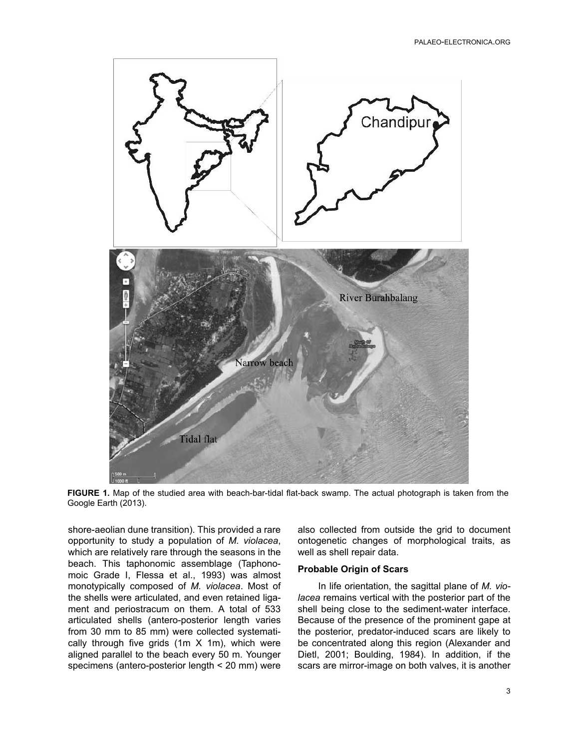**FIGURE 1.** Map of the studied area with beach-bar-tidal flat-back swamp. The actual photograph is taken from the Google Earth (2013).

shore-aeolian dune transition). This provided a rare opportunity to study a population of *M. violacea*, which are relatively rare through the seasons in the beach. This taphonomic assemblage (Taphonomoic Grade I, Flessa et al., 1993) was almost monotypically composed of *M. violacea*. Most of the shells were articulated, and even retained ligament and periostracum on them. A total of 533 articulated shells (antero-posterior length varies from 30 mm to 85 mm) were collected systematically through five grids (1m X 1m), which were aligned parallel to the beach every 50 m. Younger specimens (antero-posterior length < 20 mm) were also collected from outside the grid to document ontogenetic changes of morphological traits, as well as shell repair data.

### Probable Origin of Scars

In life orientation, the sagittal plane of *M. violacea* remains vertical with the posterior part of the shell being close to the sediment-water interface. Because of the presence of the prominent gape at the posterior, predator-induced scars are likely to be concentrated along this region (Alexander and Dietl, 2001; Boulding, 1984). In addition, if the scars are mirror-image on both valves, it is another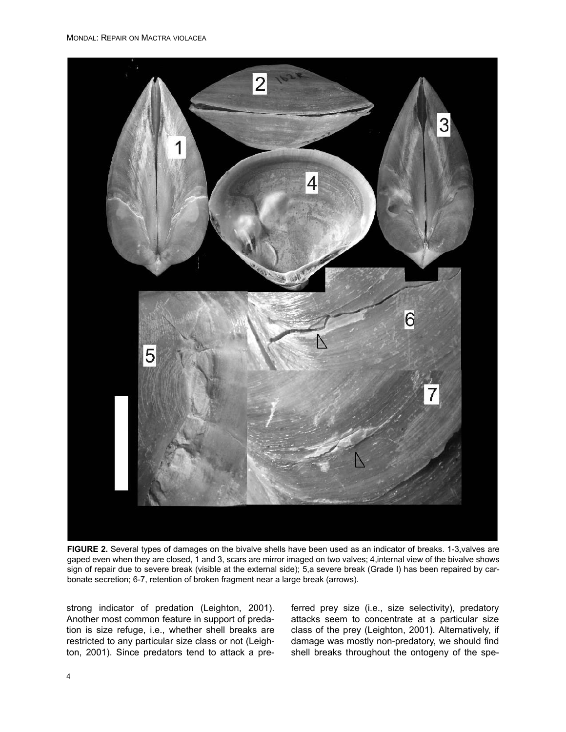**FIGURE 2.** Several types of damages on the bivalve shells have been used as an indicator of breaks. 1-3,valves are gaped even when they are closed, 1 and 3, scars are mirror imaged on two valves; 4,internal view of the bivalve shows sign of repair due to severe break (visible at the external side); 5,a severe break (Grade I) has been repaired by carbonate secretion; 6-7, retention of broken fragment near a large break (arrows).

strong indicator of predation (Leighton, 2001). Another most common feature in support of predation is size refuge, i.e., whether shell breaks are restricted to any particular size class or not (Leighton, 2001). Since predators tend to attack a preferred prey size (i.e., size selectivity), predatory attacks seem to concentrate at a particular size class of the prey (Leighton, 2001). Alternatively, if damage was mostly non-predatory, we should find shell breaks throughout the ontogeny of the spe-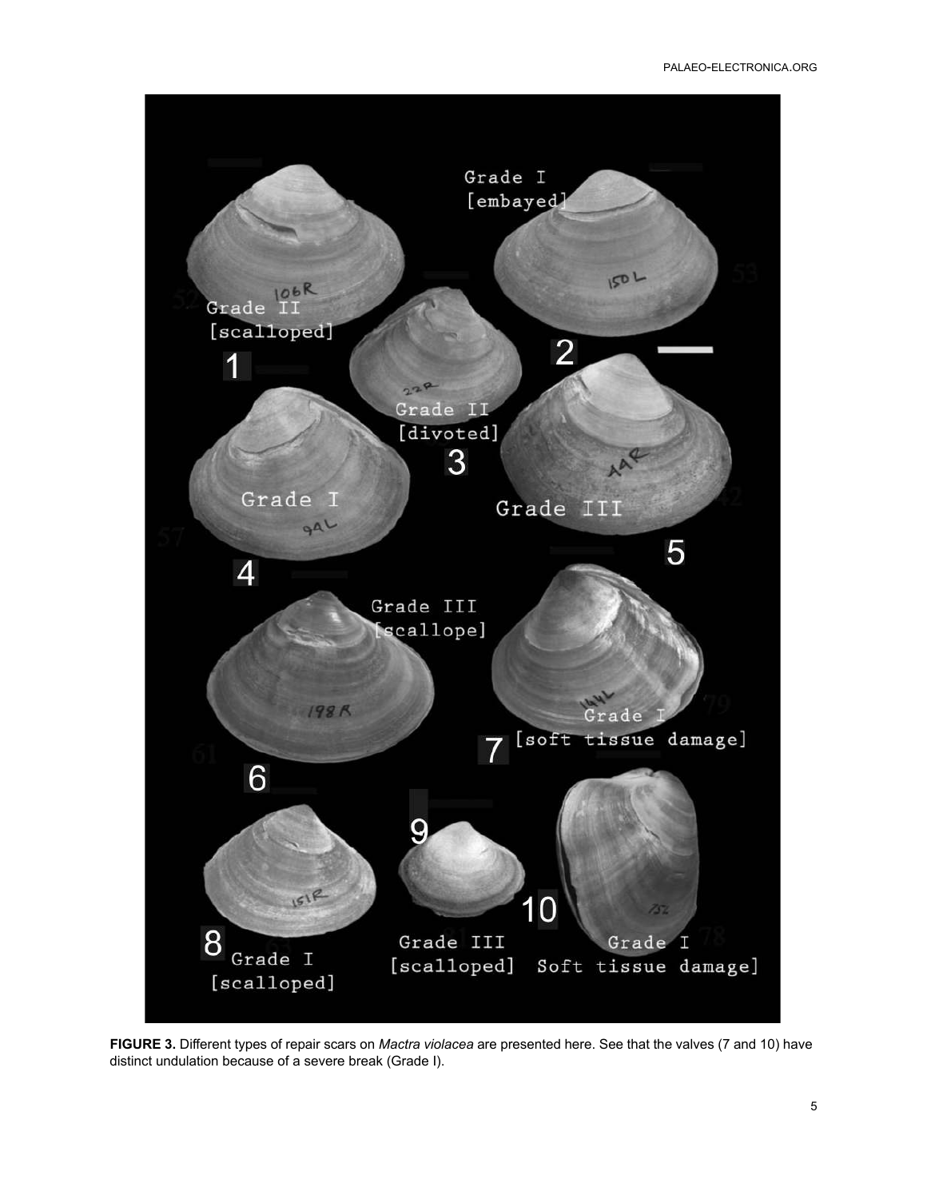**FIGURE 3.** Different types of repair scars on *Mactra violacea* are presented here. See that the valves (7 and 10) have distinct undulation because of a severe break (Grade I).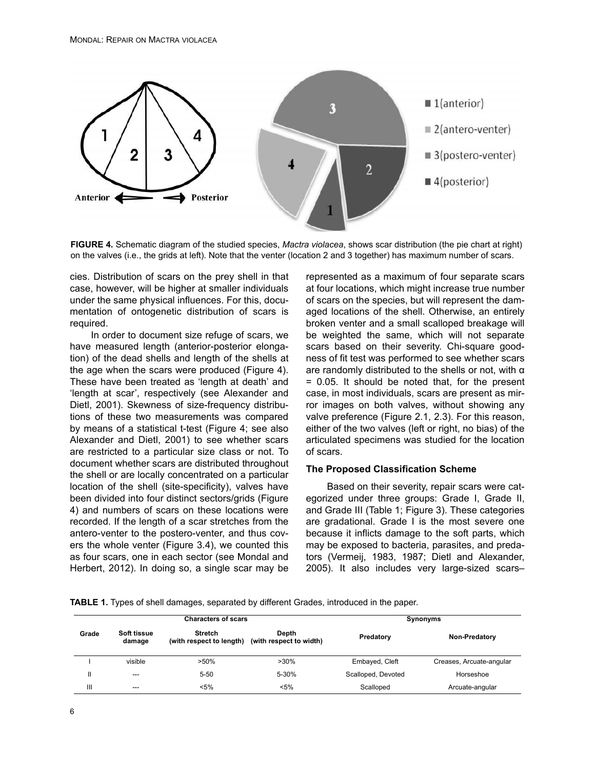FIGURE 4. Schematic diagram of the studied species, *Mactra violacea*, shows scar distribution (the pie chart at right) on the valves (i.e., the grids at left). Note that the venter (location 2 and 3 together) has maximum number of scars.

cies. Distribution of scars on the prey shell in that case, however, will be higher at smaller individuals under the same physical influences. For this, documentation of ontogenetic distribution of scars is required.

In order to document size refuge of scars, we have measured length (anterior-posterior elongation) of the dead shells and length of the shells at the age when the scars were produced (Figure 4). These have been treated as 'length at death' and 'length at scar', respectively (see Alexander and Dietl, 2001). Skewness of size-frequency distributions of these two measurements was compared by means of a statistical t-test (Figure 4; see also Alexander and Dietl, 2001) to see whether scars are restricted to a particular size class or not. To document whether scars are distributed throughout the shell or are locally concentrated on a particular location of the shell (site-specificity), valves have been divided into four distinct sectors/grids (Figure 4) and numbers of scars on these locations were recorded. If the length of a scar stretches from the antero-venter to the postero-venter, and thus covers the whole venter (Figure 3.4), we counted this as four scars, one in each sector (see Mondal and Herbert, 2012). In doing so, a single scar may be represented as a maximum of four separate scars at four locations, which might increase true number of scars on the species, but will represent the damaged locations of the shell. Otherwise, an entirely broken venter and a small scalloped breakage will be weighted the same, which will not separate scars based on their severity. Chi-square goodness of fit test was performed to see whether scars are randomly distributed to the shells or not, with $\alpha = 0.05$. It should be noted that, for the present case, in most individuals, scars are present as mirror images on both valves, without showing any valve preference (Figure 2.1, 2.3). For this reason, either of the two valves (left or right, no bias) of the articulated specimens was studied for the location of scars.

### The Proposed Classification Scheme

Based on their severity, repair scars were categorized under three groups: Grade I, Grade II, and Grade III (Table 1; Figure 3). These categories are gradational. Grade I is the most severe one because it inflicts damage to the soft parts, which may be exposed to bacteria, parasites, and predators (Vermeij, 1983, 1987; Dietl and Alexander, 2005). It also includes very large-sized scars–

**TABLE 1.** Types of shell damages, separated by different Grades, introduced in the paper.

| Characters of scars | | | | Synonyms | |
|---|---|---|---|---|---|
| Grade | Soft tissue damage | Stretch (with respect to length) | Depth (with respect to width) | Predatory | Non-Predatory |
| I | visible | >50% | >30% | Embayed, Cleft | Creases, Arcuate-angular |
| II | --- | 5-50 | 5-30% | Scalloped, Devoted | Horseshoe |
| III | --- | <5% | <5% | Scalloped | Arcuate-angular |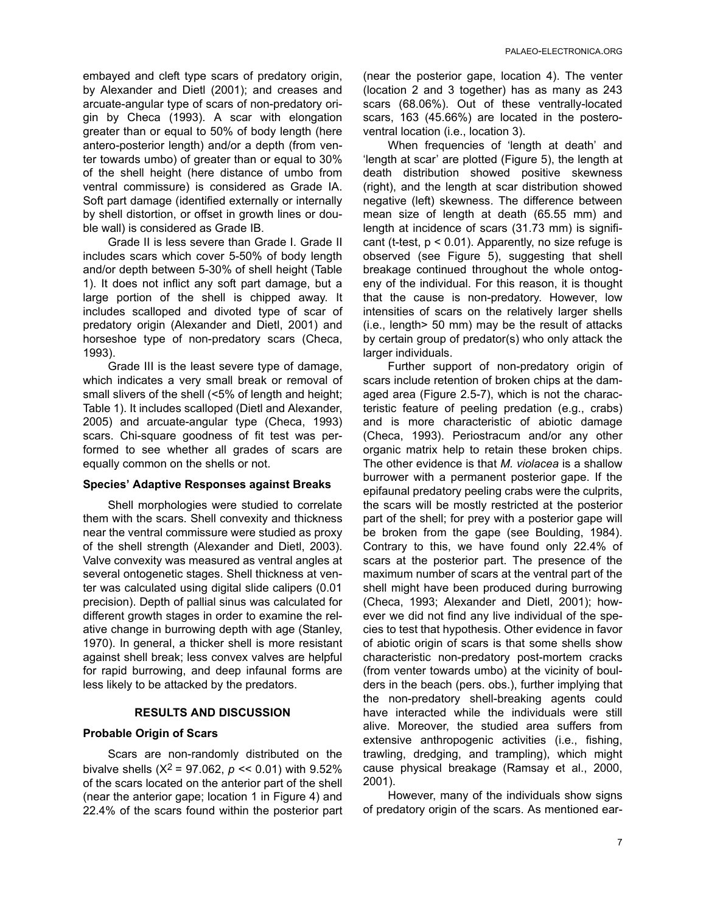embayed and cleft type scars of predatory origin, by Alexander and Dietl (2001); and creases and arcuate-angular type of scars of non-predatory origin by Checa (1993). A scar with elongation greater than or equal to 50% of body length (here antero-posterior length) and/or a depth (from venter towards umbo) of greater than or equal to 30% of the shell height (here distance of umbo from ventral commissure) is considered as Grade IA. Soft part damage (identified externally or internally by shell distortion, or offset in growth lines or double wall) is considered as Grade IB.

Grade II is less severe than Grade I. Grade II includes scars which cover 5-50% of body length and/or depth between 5-30% of shell height (Table 1). It does not inflict any soft part damage, but a large portion of the shell is chipped away. It includes scalloped and divoted type of scar of predatory origin (Alexander and Dietl, 2001) and horseshoe type of non-predatory scars (Checa, 1993).

Grade III is the least severe type of damage, which indicates a very small break or removal of small slivers of the shell (<5% of length and height; Table 1). It includes scalloped (Dietl and Alexander, 2005) and arcuate-angular type (Checa, 1993) scars. Chi-square goodness of fit test was performed to see whether all grades of scars are equally common on the shells or not.

### Species' Adaptive Responses against Breaks

Shell morphologies were studied to correlate them with the scars. Shell convexity and thickness near the ventral commissure were studied as proxy of the shell strength (Alexander and Dietl, 2003). Valve convexity was measured as ventral angles at several ontogenetic stages. Shell thickness at venter was calculated using digital slide calipers (0.01 precision). Depth of pallial sinus was calculated for different growth stages in order to examine the relative change in burrowing depth with age (Stanley, 1970). In general, a thicker shell is more resistant against shell break; less convex valves are helpful for rapid burrowing, and deep infaunal forms are less likely to be attacked by the predators.

## RESULTS AND DISCUSSION

### Probable Origin of Scars

Scars are non-randomly distributed on the bivalve shells ($X^2 = 97.062$, $p << 0.01$) with 9.52% of the scars located on the anterior part of the shell (near the anterior gape; location 1 in Figure 4) and 22.4% of the scars found within the posterior part (near the posterior gape, location 4). The venter (location 2 and 3 together) has as many as 243 scars (68.06%). Out of these ventrally-located scars, 163 (45.66%) are located in the postero-ventral location (i.e., location 3).

When frequencies of 'length at death' and 'length at scar' are plotted (Figure 5), the length at death distribution showed positive skewness (right), and the length at scar distribution showed negative (left) skewness. The difference between mean size of length at death (65.55 mm) and length at incidence of scars (31.73 mm) is significant (t-test, $p < 0.01$). Apparently, no size refuge is observed (see Figure 5), suggesting that shell breakage continued throughout the whole ontogeny of the individual. For this reason, it is thought that the cause is non-predatory. However, low intensities of scars on the relatively larger shells (i.e., length> 50 mm) may be the result of attacks by certain group of predator(s) who only attack the larger individuals.

Further support of non-predatory origin of scars include retention of broken chips at the damaged area (Figure 2.5-7), which is not the characteristic feature of peeling predation (e.g., crabs) and is more characteristic of abiotic damage (Checa, 1993). Periostracum and/or any other organic matrix help to retain these broken chips. The other evidence is that *M. violacea* is a shallow burrower with a permanent posterior gape. If the epifaunal predatory peeling crabs were the culprits, the scars will be mostly restricted at the posterior part of the shell; for prey with a posterior gape will be broken from the gape (see Boulding, 1984). Contrary to this, we have found only 22.4% of scars at the posterior part. The presence of the maximum number of scars at the ventral part of the shell might have been produced during burrowing (Checa, 1993; Alexander and Dietl, 2001); however we did not find any live individual of the species to test that hypothesis. Other evidence in favor of abiotic origin of scars is that some shells show characteristic non-predatory post-mortem cracks (from venter towards umbo) at the vicinity of boulders in the beach (pers. obs.), further implying that the non-predatory shell-breaking agents could have interacted while the individuals were still alive. Moreover, the studied area suffers from extensive anthropogenic activities (i.e., fishing, trawling, dredging, and trampling), which might cause physical breakage (Ramsay et al., 2000, 2001).

However, many of the individuals show signs of predatory origin of the scars. As mentioned ear-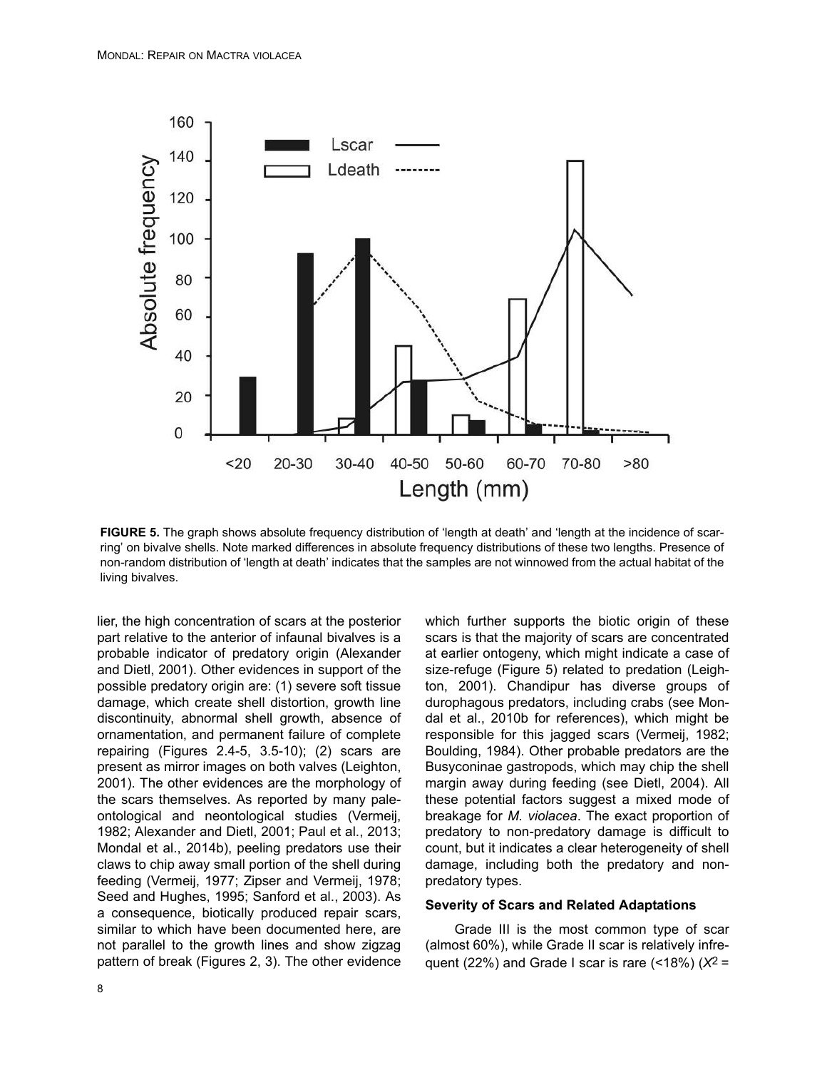**FIGURE 5.** The graph shows absolute frequency distribution of 'length at death' and 'length at the incidence of scarring' on bivalve shells. Note marked differences in absolute frequency distributions of these two lengths. Presence of non-random distribution of 'length at death' indicates that the samples are not winnowed from the actual habitat of the living bivalves.

lier, the high concentration of scars at the posterior part relative to the anterior of infaunal bivalves is a probable indicator of predatory origin (Alexander and Dietl, 2001). Other evidences in support of the possible predatory origin are: (1) severe soft tissue damage, which create shell distortion, growth line discontinuity, abnormal shell growth, absence of ornamentation, and permanent failure of complete repairing (Figures 2.4-5, 3.5-10); (2) scars are present as mirror images on both valves (Leighton, 2001). The other evidences are the morphology of the scars themselves. As reported by many paleontological and neontological studies (Vermeij, 1982; Alexander and Dietl, 2001; Paul et al., 2013; Mondal et al., 2014b), peeling predators use their claws to chip away small portion of the shell during feeding (Vermeij, 1977; Zipser and Vermeij, 1978; Seed and Hughes, 1995; Sanford et al., 2003). As a consequence, biotically produced repair scars, similar to which have been documented here, are not parallel to the growth lines and show zigzag pattern of break (Figures 2, 3). The other evidence which further supports the biotic origin of these scars is that the majority of scars are concentrated at earlier ontogeny, which might indicate a case of size-refuge (Figure 5) related to predation (Leighton, 2001). Chandipur has diverse groups of durophagous predators, including crabs (see Mondal et al., 2010b for references), which might be responsible for this jagged scars (Vermeij, 1982; Boulding, 1984). Other probable predators are the Busyconinae gastropods, which may chip the shell margin away during feeding (see Dietl, 2004). All these potential factors suggest a mixed mode of breakage for *M. violacea*. The exact proportion of predatory to non-predatory damage is difficult to count, but it indicates a clear heterogeneity of shell damage, including both the predatory and non-predatory types.

### Severity of Scars and Related Adaptations

Grade III is the most common type of scar (almost 60%), while Grade II scar is relatively infrequent (22%) and Grade I scar is rare (<18%) ($X^2$ =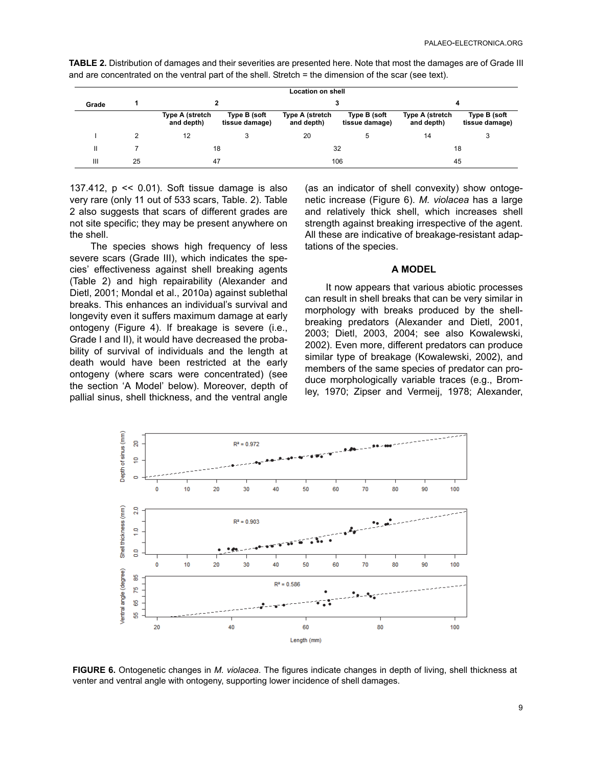**TABLE 2.** Distribution of damages and their severities are presented here. Note that most the damages are of Grade III and are concentrated on the ventral part of the shell. Stretch = the dimension of the scar (see text).

| Grade | Location on shell | | | | | | |
|---|---|---|---|---|---|---|---|
| | 1 | 2 | | 3 | | 4 | |
| | | Type A (stretch and depth) | Type B (soft tissue damage) | Type A (stretch and depth) | Type B (soft tissue damage) | Type A (stretch and depth) | Type B (soft tissue damage) |
| I | 2 | 12 | 3 | 20 | 5 | 14 | 3 |
| II | 7 | 18 | | 32 | | 18 | |
| III | 25 | 47 | | 106 | | 45 | |

137.412, p << 0.01). Soft tissue damage is also very rare (only 11 out of 533 scars, Table. 2). Table 2 also suggests that scars of different grades are not site specific; they may be present anywhere on the shell.

The species shows high frequency of less severe scars (Grade III), which indicates the species' effectiveness against shell breaking agents (Table 2) and high repairability (Alexander and Dietl, 2001; Mondal et al., 2010a) against sublethal breaks. This enhances an individual's survival and longevity even it suffers maximum damage at early ontogeny (Figure 4). If breakage is severe (i.e., Grade I and II), it would have decreased the probability of survival of individuals and the length at death would have been restricted at the early ontogeny (where scars were concentrated) (see the section 'A Model' below). Moreover, depth of pallial sinus, shell thickness, and the ventral angle (as an indicator of shell convexity) show ontogenetic increase (Figure 6). *M. violacea* has a large and relatively thick shell, which increases shell strength against breaking irrespective of the agent. All these are indicative of breakage-resistant adaptations of the species.

## A MODEL

It now appears that various abiotic processes can result in shell breaks that can be very similar in morphology with breaks produced by the shell-breaking predators (Alexander and Dietl, 2001, 2003; Dietl, 2003, 2004; see also Kowalewski, 2002). Even more, different predators can produce similar type of breakage (Kowalewski, 2002), and members of the same species of predator can produce morphologically variable traces (e.g., Bromley, 1970; Zipser and Vermeij, 1978; Alexander,

**FIGURE 6.** Ontogenetic changes in *M. violacea*. The figures indicate changes in depth of living, shell thickness at venter and ventral angle with ontogeny, supporting lower incidence of shell damages.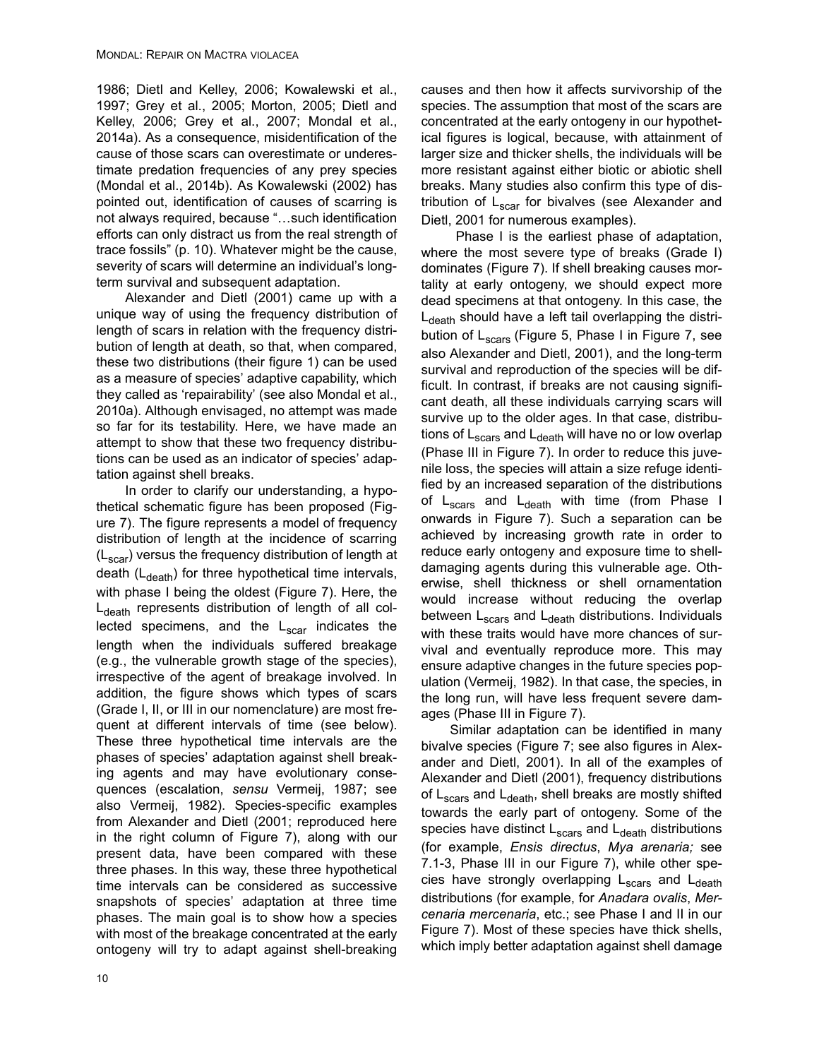1986; Dietl and Kelley, 2006; Kowalewski et al., 1997; Grey et al., 2005; Morton, 2005; Dietl and Kelley, 2006; Grey et al., 2007; Mondal et al., 2014a). As a consequence, misidentification of the cause of those scars can overestimate or underestimate predation frequencies of any prey species (Mondal et al., 2014b). As Kowalewski (2002) has pointed out, identification of causes of scarring is not always required, because "…such identification efforts can only distract us from the real strength of trace fossils" (p. 10). Whatever might be the cause, severity of scars will determine an individual's long-term survival and subsequent adaptation.

Alexander and Dietl (2001) came up with a unique way of using the frequency distribution of length of scars in relation with the frequency distribution of length at death, so that, when compared, these two distributions (their figure 1) can be used as a measure of species' adaptive capability, which they called as 'repairability' (see also Mondal et al., 2010a). Although envisaged, no attempt was made so far for its testability. Here, we have made an attempt to show that these two frequency distributions can be used as an indicator of species' adaptation against shell breaks.

In order to clarify our understanding, a hypothetical schematic figure has been proposed (Figure 7). The figure represents a model of frequency distribution of length at the incidence of scarring ($L_{scar}$) versus the frequency distribution of length at death ($L_{death}$) for three hypothetical time intervals, with phase I being the oldest (Figure 7). Here, the $L_{death}$ represents distribution of length of all collected specimens, and the $L_{scar}$ indicates the length when the individuals suffered breakage (e.g., the vulnerable growth stage of the species), irrespective of the agent of breakage involved. In addition, the figure shows which types of scars (Grade I, II, or III in our nomenclature) are most frequent at different intervals of time (see below). These three hypothetical time intervals are the phases of species' adaptation against shell breaking agents and may have evolutionary consequences (escalation, *sensu* Vermeij, 1987; see also Vermeij, 1982). Species-specific examples from Alexander and Dietl (2001; reproduced here in the right column of Figure 7), along with our present data, have been compared with these three phases. In this way, these three hypothetical time intervals can be considered as successive snapshots of species' adaptation at three time phases. The main goal is to show how a species with most of the breakage concentrated at the early ontogeny will try to adapt against shell-breaking causes and then how it affects survivorship of the species. The assumption that most of the scars are concentrated at the early ontogeny in our hypothetical figures is logical, because, with attainment of larger size and thicker shells, the individuals will be more resistant against either biotic or abiotic shell breaks. Many studies also confirm this type of distribution of $L_{scar}$ for bivalves (see Alexander and Dietl, 2001 for numerous examples).

Phase I is the earliest phase of adaptation, where the most severe type of breaks (Grade I) dominates (Figure 7). If shell breaking causes mortality at early ontogeny, we should expect more dead specimens at that ontogeny. In this case, the $L_{death}$ should have a left tail overlapping the distribution of $L_{scars}$ (Figure 5, Phase I in Figure 7, see also Alexander and Dietl, 2001), and the long-term survival and reproduction of the species will be difficult. In contrast, if breaks are not causing significant death, all these individuals carrying scars will survive up to the older ages. In that case, distributions of $L_{scars}$ and $L_{death}$ will have no or low overlap (Phase III in Figure 7). In order to reduce this juvenile loss, the species will attain a size refuge identified by an increased separation of the distributions of $L_{scars}$ and $L_{death}$ with time (from Phase I onwards in Figure 7). Such a separation can be achieved by increasing growth rate in order to reduce early ontogeny and exposure time to shell-damaging agents during this vulnerable age. Otherwise, shell thickness or shell ornamentation would increase without reducing the overlap between $L_{scars}$ and $L_{death}$ distributions. Individuals with these traits would have more chances of survival and eventually reproduce more. This may ensure adaptive changes in the future species population (Vermeij, 1982). In that case, the species, in the long run, will have less frequent severe damages (Phase III in Figure 7).

Similar adaptation can be identified in many bivalve species (Figure 7; see also figures in Alexander and Dietl, 2001). In all of the examples of Alexander and Dietl (2001), frequency distributions of $L_{scars}$ and $L_{death}$, shell breaks are mostly shifted towards the early part of ontogeny. Some of the species have distinct $L_{scars}$ and $L_{death}$ distributions (for example, *Ensis directus*, *Mya arenaria;* see 7.1-3, Phase III in our Figure 7), while other species have strongly overlapping $L_{scars}$ and $L_{death}$ distributions (for example, for *Anadara ovalis*, *Mercenaria mercenaria*, etc.; see Phase I and II in our Figure 7). Most of these species have thick shells, which imply better adaptation against shell damage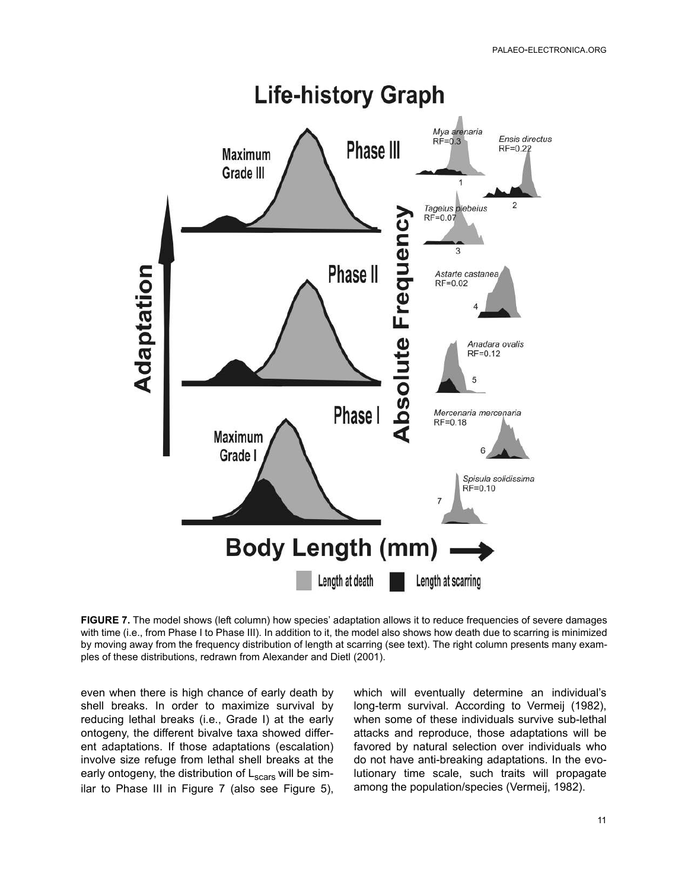**FIGURE 7.** The model shows (left column) how species' adaptation allows it to reduce frequencies of severe damages with time (i.e., from Phase I to Phase III). In addition to it, the model also shows how death due to scarring is minimized by moving away from the frequency distribution of length at scarring (see text). The right column presents many examples of these distributions, redrawn from Alexander and Dietl (2001).

even when there is high chance of early death by shell breaks. In order to maximize survival by reducing lethal breaks (i.e., Grade I) at the early ontogeny, the different bivalve taxa showed different adaptations. If those adaptations (escalation) involve size refuge from lethal shell breaks at the early ontogeny, the distribution of $L_{scars}$ will be similar to Phase III in Figure 7 (also see Figure 5), which will eventually determine an individual's long-term survival. According to Vermeij (1982), when some of these individuals survive sub-lethal attacks and reproduce, those adaptations will be favored by natural selection over individuals who do not have anti-breaking adaptations. In the evolutionary time scale, such traits will propagate among the population/species (Vermeij, 1982).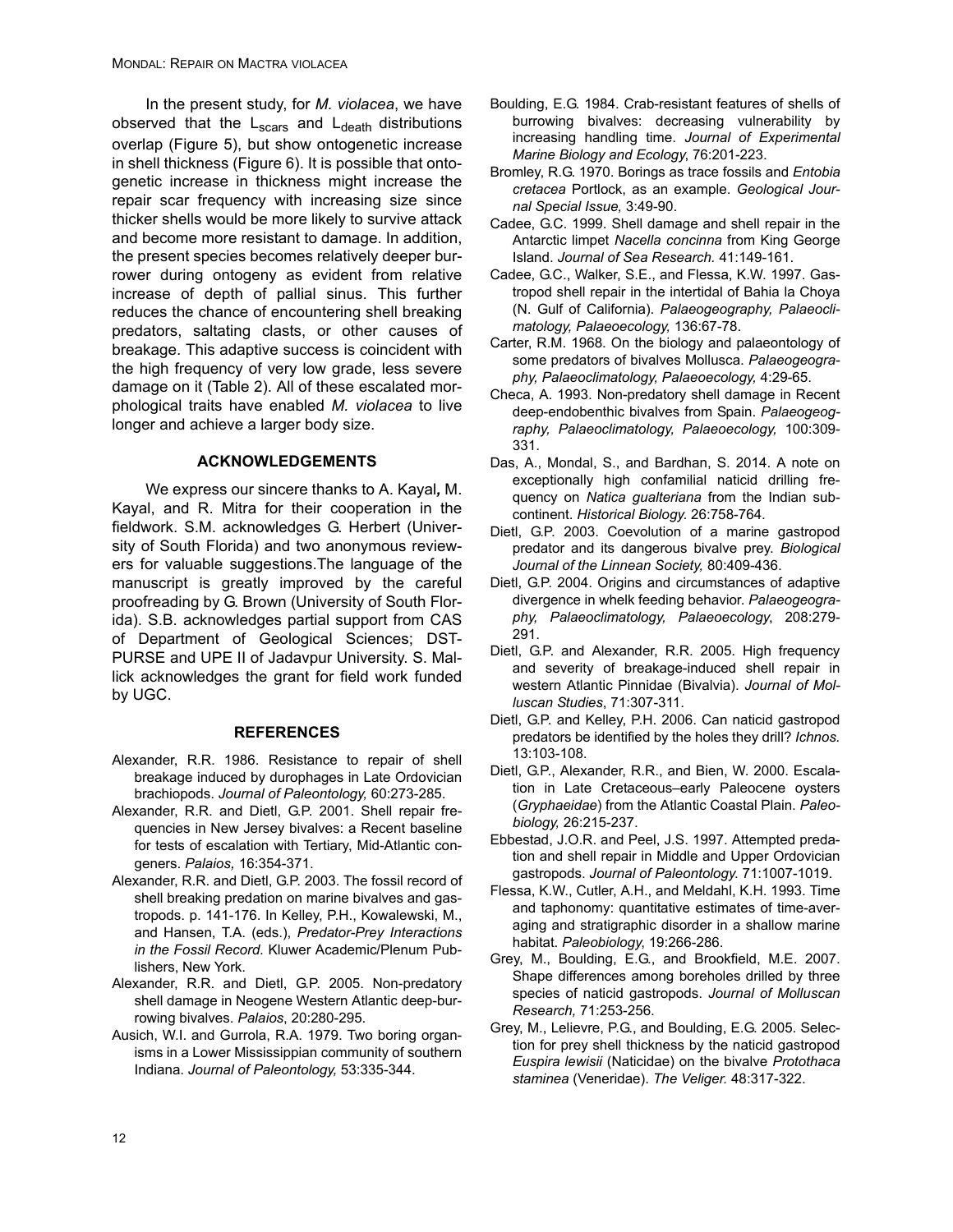In the present study, for *M. violacea*, we have observed that the $L_{scars}$ and $L_{death}$ distributions overlap (Figure 5), but show ontogenetic increase in shell thickness (Figure 6). It is possible that ontogenetic increase in thickness might increase the repair scar frequency with increasing size since thicker shells would be more likely to survive attack and become more resistant to damage. In addition, the present species becomes relatively deeper burrower during ontogeny as evident from relative increase of depth of pallial sinus. This further reduces the chance of encountering shell breaking predators, saltating clasts, or other causes of breakage. This adaptive success is coincident with the high frequency of very low grade, less severe damage on it (Table 2). All of these escalated morphological traits have enabled *M. violacea* to live longer and achieve a larger body size.

## ACKNOWLEDGEMENTS

We express our sincere thanks to A. Kayal**,** M. Kayal, and R. Mitra for their cooperation in the fieldwork. S.M. acknowledges G. Herbert (University of South Florida) and two anonymous reviewers for valuable suggestions.The language of the manuscript is greatly improved by the careful proofreading by G. Brown (University of South Florida). S.B. acknowledges partial support from CAS of Department of Geological Sciences; DST-PURSE and UPE II of Jadavpur University. S. Mallick acknowledges the grant for field work funded by UGC.

## REFERENCES

Alexander, R.R. 1986. Resistance to repair of shell breakage induced by durophages in Late Ordovician brachiopods. *Journal of Paleontology,* 60:273-285.

Alexander, R.R. and Dietl, G.P. 2001. Shell repair frequencies in New Jersey bivalves: a Recent baseline for tests of escalation with Tertiary, Mid-Atlantic congeners. *Palaios,* 16:354-371.

Alexander, R.R. and Dietl, G.P. 2003. The fossil record of shell breaking predation on marine bivalves and gastropods. p. 141-176. In Kelley, P.H., Kowalewski, M., and Hansen, T.A. (eds.), *Predator-Prey Interactions in the Fossil Record*. Kluwer Academic/Plenum Publishers, New York.

Alexander, R.R. and Dietl, G.P. 2005. Non-predatory shell damage in Neogene Western Atlantic deep-burrowing bivalves. *Palaios*, 20:280-295.

Ausich, W.I. and Gurrola, R.A. 1979. Two boring organisms in a Lower Mississippian community of southern Indiana. *Journal of Paleontology,* 53:335-344.

Boulding, E.G. 1984. Crab-resistant features of shells of burrowing bivalves: decreasing vulnerability by increasing handling time. *Journal of Experimental Marine Biology and Ecology*, 76:201-223.

Bromley, R.G. 1970. Borings as trace fossils and *Entobia cretacea* Portlock, as an example. *Geological Journal Special Issue,* 3:49-90.

Cadee, G.C. 1999. Shell damage and shell repair in the Antarctic limpet *Nacella concinna* from King George Island. *Journal of Sea Research.* 41:149-161.

Cadee, G.C., Walker, S.E., and Flessa, K.W. 1997. Gastropod shell repair in the intertidal of Bahia la Choya (N. Gulf of California). *Palaeogeography, Palaeoclimatology, Palaeoecology,* 136:67-78.

Carter, R.M. 1968. On the biology and palaeontology of some predators of bivalves Mollusca. *Palaeogeography, Palaeoclimatology, Palaeoecology,* 4:29-65.

Checa, A. 1993. Non-predatory shell damage in Recent deep-endobenthic bivalves from Spain. *Palaeogeography, Palaeoclimatology, Palaeoecology,* 100:309-331.

Das, A., Mondal, S., and Bardhan, S. 2014. A note on exceptionally high confamilial naticid drilling frequency on *Natica gualteriana* from the Indian subcontinent. *Historical Biology.* 26:758-764.

Dietl, G.P. 2003. Coevolution of a marine gastropod predator and its dangerous bivalve prey. *Biological Journal of the Linnean Society,* 80:409-436.

Dietl, G.P. 2004. Origins and circumstances of adaptive divergence in whelk feeding behavior. *Palaeogeography, Palaeoclimatology, Palaeoecology*, 208:279-291.

Dietl, G.P. and Alexander, R.R. 2005. High frequency and severity of breakage-induced shell repair in western Atlantic Pinnidae (Bivalvia). *Journal of Molluscan Studies*, 71:307-311.

Dietl, G.P. and Kelley, P.H. 2006. Can naticid gastropod predators be identified by the holes they drill? *Ichnos.* 13:103-108.

Dietl, G.P., Alexander, R.R., and Bien, W. 2000. Escalation in Late Cretaceous–early Paleocene oysters (*Gryphaeidae*) from the Atlantic Coastal Plain. *Paleobiology,* 26:215-237.

Ebbestad, J.O.R. and Peel, J.S. 1997. Attempted predation and shell repair in Middle and Upper Ordovician gastropods. *Journal of Paleontology.* 71:1007-1019.

Flessa, K.W., Cutler, A.H., and Meldahl, K.H. 1993. Time and taphonomy: quantitative estimates of time-averaging and stratigraphic disorder in a shallow marine habitat. *Paleobiology*, 19:266-286.

Grey, M., Boulding, E.G., and Brookfield, M.E. 2007. Shape differences among boreholes drilled by three species of naticid gastropods. *Journal of Molluscan Research,* 71:253-256.

Grey, M., Lelievre, P.G., and Boulding, E.G. 2005. Selection for prey shell thickness by the naticid gastropod *Euspira lewisii* (Naticidae) on the bivalve *Protothaca staminea* (Veneridae). *The Veliger.* 48:317-322.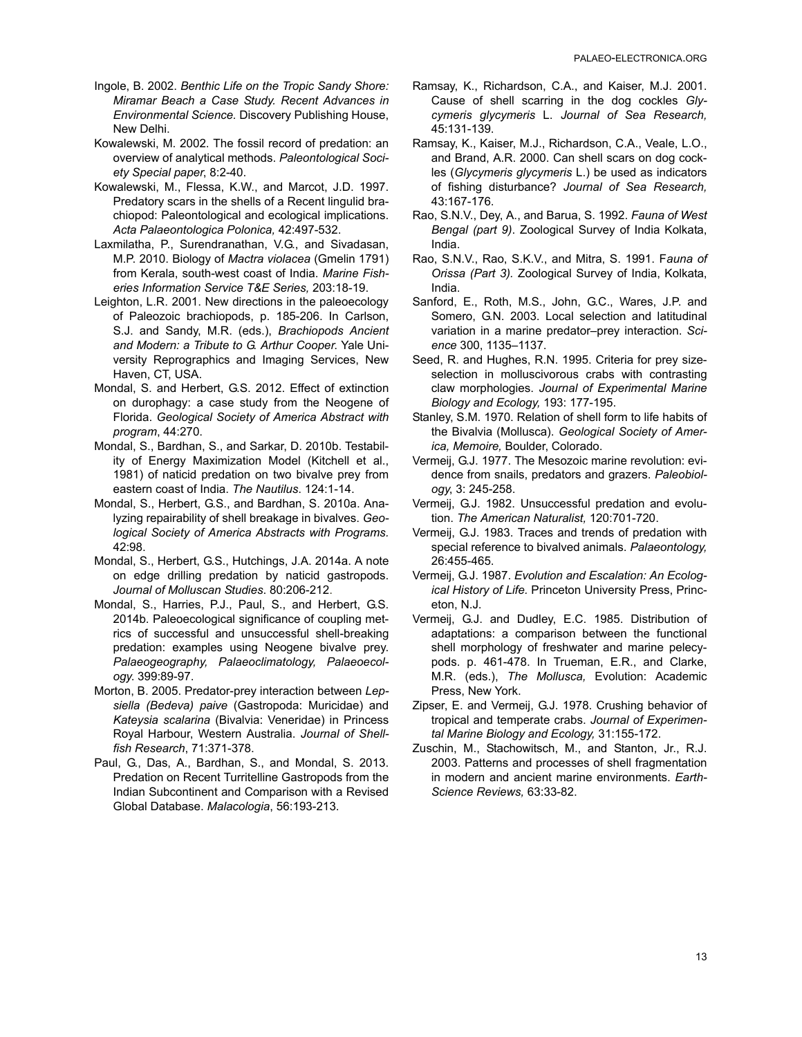Ingole, B. 2002. *Benthic Life on the Tropic Sandy Shore: Miramar Beach a Case Study. Recent Advances in Environmental Science.* Discovery Publishing House, New Delhi.

Kowalewski, M. 2002. The fossil record of predation: an overview of analytical methods. *Paleontological Society Special paper*, 8:2-40.

Kowalewski, M., Flessa, K.W., and Marcot, J.D. 1997. Predatory scars in the shells of a Recent lingulid brachiopod: Paleontological and ecological implications. *Acta Palaeontologica Polonica,* 42:497-532.

Laxmilatha, P., Surendranathan, V.G., and Sivadasan, M.P. 2010. Biology of *Mactra violacea* (Gmelin 1791) from Kerala, south-west coast of India. *Marine Fisheries Information Service T&E Series,* 203:18-19.

Leighton, L.R. 2001. New directions in the paleoecology of Paleozoic brachiopods, p. 185-206. In Carlson, S.J. and Sandy, M.R. (eds.), *Brachiopods Ancient and Modern: a Tribute to G. Arthur Cooper.* Yale University Reprographics and Imaging Services, New Haven, CT, USA.

Mondal, S. and Herbert, G.S. 2012. Effect of extinction on durophagy: a case study from the Neogene of Florida. *Geological Society of America Abstract with program*, 44:270.

Mondal, S., Bardhan, S., and Sarkar, D. 2010b. Testability of Energy Maximization Model (Kitchell et al., 1981) of naticid predation on two bivalve prey from eastern coast of India. *The Nautilus.* 124:1-14.

Mondal, S., Herbert, G.S., and Bardhan, S. 2010a. Analyzing repairability of shell breakage in bivalves. *Geological Society of America Abstracts with Programs.* 42:98.

Mondal, S., Herbert, G.S., Hutchings, J.A. 2014a. A note on edge drilling predation by naticid gastropods. *Journal of Molluscan Studies*. 80:206-212.

Mondal, S., Harries, P.J., Paul, S., and Herbert, G.S. 2014b. Paleoecological significance of coupling metrics of successful and unsuccessful shell-breaking predation: examples using Neogene bivalve prey. *Palaeogeography, Palaeoclimatology, Palaeoecology.* 399:89-97.

Morton, B. 2005. Predator-prey interaction between *Lepsiella (Bedeva) paive* (Gastropoda: Muricidae) and *Kateysia scalarina* (Bivalvia: Veneridae) in Princess Royal Harbour, Western Australia. *Journal of Shellfish Research*, 71:371-378.

Paul, G., Das, A., Bardhan, S., and Mondal, S. 2013. Predation on Recent Turritelline Gastropods from the Indian Subcontinent and Comparison with a Revised Global Database. *Malacologia*, 56:193-213.

Ramsay, K., Richardson, C.A., and Kaiser, M.J. 2001. Cause of shell scarring in the dog cockles *Glycymeris glycymeris* L. *Journal of Sea Research,* 45:131-139.

Ramsay, K., Kaiser, M.J., Richardson, C.A., Veale, L.O., and Brand, A.R. 2000. Can shell scars on dog cockles (*Glycymeris glycymeris* L.) be used as indicators of fishing disturbance? *Journal of Sea Research,* 43:167-176.

Rao, S.N.V., Dey, A., and Barua, S. 1992. *Fauna of West Bengal (part 9)*. Zoological Survey of India Kolkata, India.

Rao, S.N.V., Rao, S.K.V., and Mitra, S. 1991. F*auna of Orissa (Part 3).* Zoological Survey of India, Kolkata, India.

Sanford, E., Roth, M.S., John, G.C., Wares, J.P. and Somero, G.N. 2003. Local selection and latitudinal variation in a marine predator–prey interaction. *Science* 300, 1135–1137.

Seed, R. and Hughes, R.N. 1995. Criteria for prey size-selection in molluscivorous crabs with contrasting claw morphologies. *Journal of Experimental Marine Biology and Ecology,* 193: 177-195.

Stanley, S.M. 1970. Relation of shell form to life habits of the Bivalvia (Mollusca). *Geological Society of America, Memoire,* Boulder, Colorado.

Vermeij, G.J. 1977. The Mesozoic marine revolution: evidence from snails, predators and grazers. *Paleobiology*, 3: 245-258.

Vermeij, G.J. 1982. Unsuccessful predation and evolution. *The American Naturalist*, 120:701-720.

Vermeij, G.J. 1983. Traces and trends of predation with special reference to bivalved animals. *Palaeontology,* 26:455-465.

Vermeij, G.J. 1987. *Evolution and Escalation: An Ecological History of Life.* Princeton University Press, Princeton, N.J.

Vermeij, G.J. and Dudley, E.C. 1985. Distribution of adaptations: a comparison between the functional shell morphology of freshwater and marine pelecypods. p. 461-478. In Trueman, E.R., and Clarke, M.R. (eds.), *The Mollusca,* Evolution: Academic Press, New York.

Zipser, E. and Vermeij, G.J. 1978. Crushing behavior of tropical and temperate crabs. *Journal of Experimental Marine Biology and Ecology,* 31:155-172.

Zuschin, M., Stachowitsch, M., and Stanton, Jr., R.J. 2003. Patterns and processes of shell fragmentation in modern and ancient marine environments. *Earth-Science Reviews,* 63:33-82.